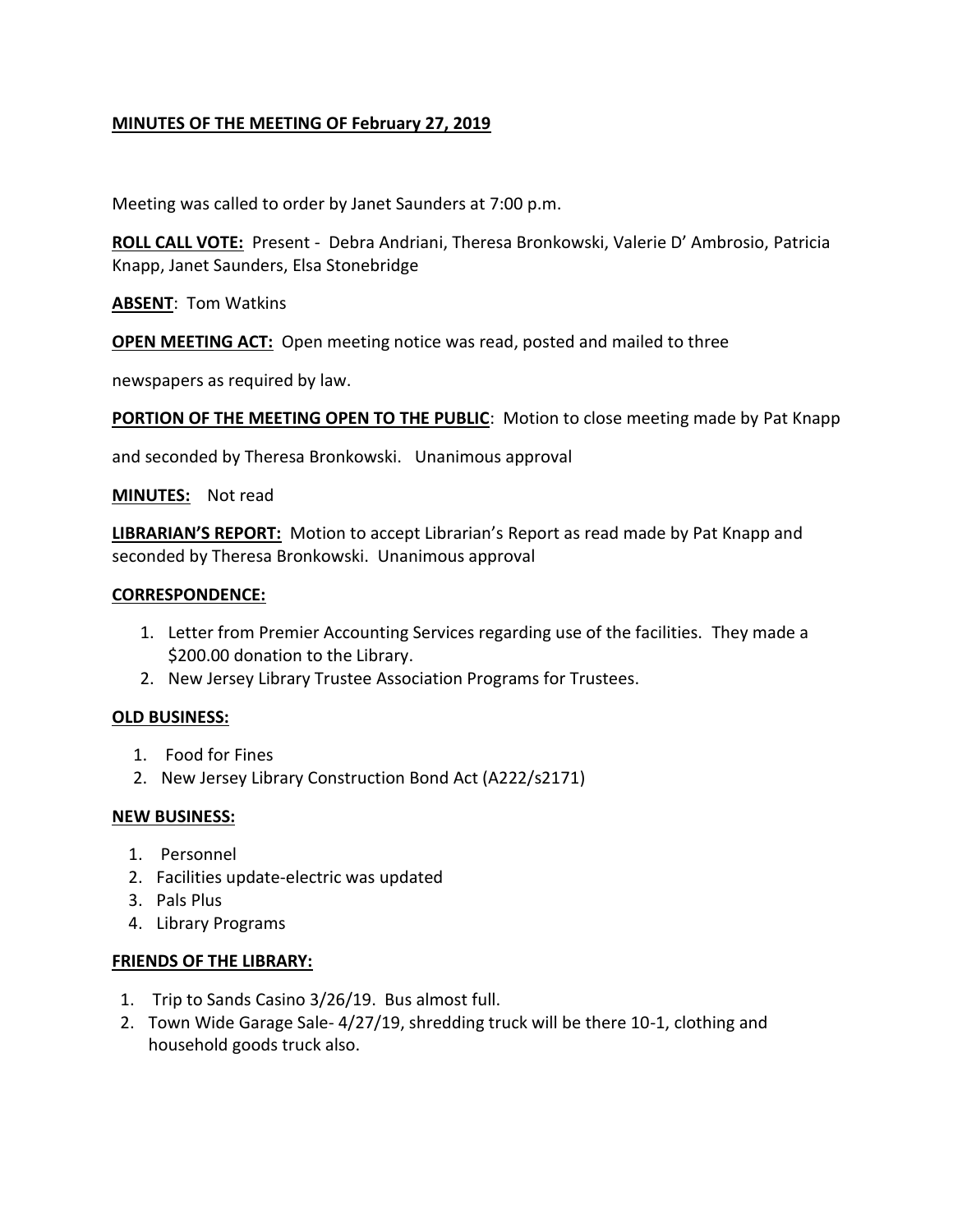**MINUTES OF THE MEETING OF February 27, 2019**

Meeting was called to order by Janet Saunders at 7:00 p.m.

**ROLL CALL VOTE:** Present - Debra Andriani, Theresa Bronkowski, Valerie D' Ambrosio, Patricia Knapp, Janet Saunders, Elsa Stonebridge

**ABSENT**: Tom Watkins

**OPEN MEETING ACT:** Open meeting notice was read, posted and mailed to three newspapers as required by law.

**PORTION OF THE MEETING OPEN TO THE PUBLIC**: Motion to close meeting made by Pat Knapp and seconded by Theresa Bronkowski. Unanimous approval

**MINUTES:** Not read

**LIBRARIAN'S REPORT:** Motion to accept Librarian's Report as read made by Pat Knapp and seconded by Theresa Bronkowski. Unanimous approval

**CORRESPONDENCE:**

1. Letter from Premier Accounting Services regarding use of the facilities. They made a $200.00 donation to the Library.
2. New Jersey Library Trustee Association Programs for Trustees.

**OLD BUSINESS:**

1. Food for Fines
2. New Jersey Library Construction Bond Act (A222/s2171)

**NEW BUSINESS:**

1. Personnel
2. Facilities update-electric was updated
3. Pals Plus
4. Library Programs

**FRIENDS OF THE LIBRARY:**

1. Trip to Sands Casino 3/26/19. Bus almost full.
2. Town Wide Garage Sale- 4/27/19, shredding truck will be there 10-1, clothing and household goods truck also.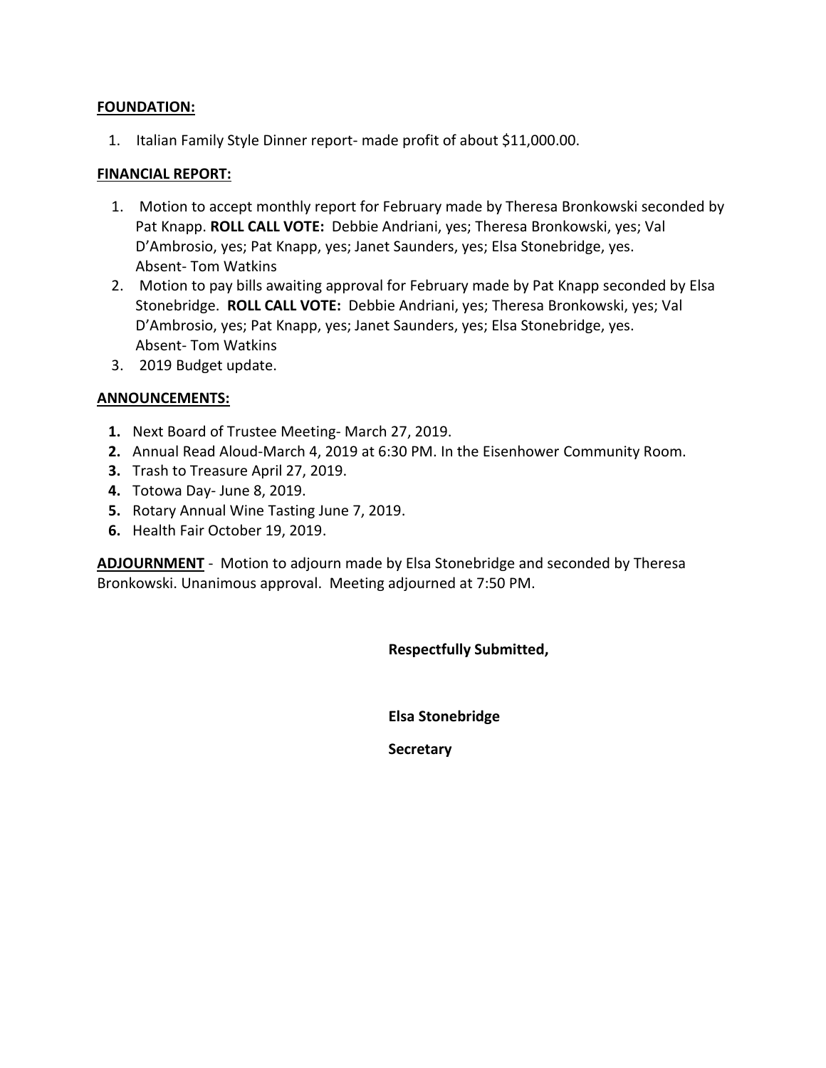**FOUNDATION:**

1. Italian Family Style Dinner report- made profit of about $11,000.00.

**FINANCIAL REPORT:**

1. Motion to accept monthly report for February made by Theresa Bronkowski seconded by Pat Knapp. **ROLL CALL VOTE:** Debbie Andriani, yes; Theresa Bronkowski, yes; Val D'Ambrosio, yes; Pat Knapp, yes; Janet Saunders, yes; Elsa Stonebridge, yes. Absent- Tom Watkins
2. Motion to pay bills awaiting approval for February made by Pat Knapp seconded by Elsa Stonebridge. **ROLL CALL VOTE:** Debbie Andriani, yes; Theresa Bronkowski, yes; Val D'Ambrosio, yes; Pat Knapp, yes; Janet Saunders, yes; Elsa Stonebridge, yes. Absent- Tom Watkins
3. 2019 Budget update.

**ANNOUNCEMENTS:**

1. Next Board of Trustee Meeting- March 27, 2019.
2. Annual Read Aloud-March 4, 2019 at 6:30 PM. In the Eisenhower Community Room.
3. Trash to Treasure April 27, 2019.
4. Totowa Day- June 8, 2019.
5. Rotary Annual Wine Tasting June 7, 2019.
6. Health Fair October 19, 2019.

**ADJOURNMENT** - Motion to adjourn made by Elsa Stonebridge and seconded by Theresa Bronkowski. Unanimous approval. Meeting adjourned at 7:50 PM.

**Respectfully Submitted,**

**Elsa Stonebridge**

**Secretary**